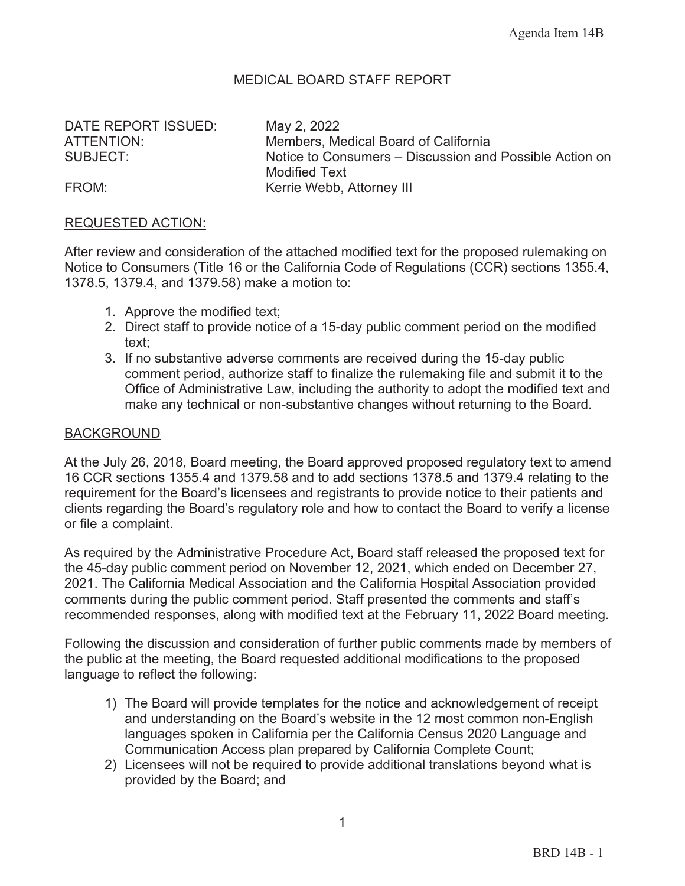# MEDICAL BOARD STAFF REPORT

DATE REPORT ISSUED: May 2, 2022
ATTENTION: Members, Medical Board of California
SUBJECT: Notice to Consumers – Discussion and Possible Action on Modified Text
FROM: Kerrie Webb, Attorney III

## REQUESTED ACTION:

After review and consideration of the attached modified text for the proposed rulemaking on Notice to Consumers (Title 16 or the California Code of Regulations (CCR) sections 1355.4, 1378.5, 1379.4, and 1379.58) make a motion to:

1. Approve the modified text;
2. Direct staff to provide notice of a 15-day public comment period on the modified text;
3. If no substantive adverse comments are received during the 15-day public comment period, authorize staff to finalize the rulemaking file and submit it to the Office of Administrative Law, including the authority to adopt the modified text and make any technical or non-substantive changes without returning to the Board.

## BACKGROUND

At the July 26, 2018, Board meeting, the Board approved proposed regulatory text to amend 16 CCR sections 1355.4 and 1379.58 and to add sections 1378.5 and 1379.4 relating to the requirement for the Board's licensees and registrants to provide notice to their patients and clients regarding the Board's regulatory role and how to contact the Board to verify a license or file a complaint.

As required by the Administrative Procedure Act, Board staff released the proposed text for the 45-day public comment period on November 12, 2021, which ended on December 27, 2021. The California Medical Association and the California Hospital Association provided comments during the public comment period. Staff presented the comments and staff's recommended responses, along with modified text at the February 11, 2022 Board meeting.

Following the discussion and consideration of further public comments made by members of the public at the meeting, the Board requested additional modifications to the proposed language to reflect the following:

1) The Board will provide templates for the notice and acknowledgement of receipt and understanding on the Board's website in the 12 most common non-English languages spoken in California per the California Census 2020 Language and Communication Access plan prepared by California Complete Count;
2) Licensees will not be required to provide additional translations beyond what is provided by the Board; and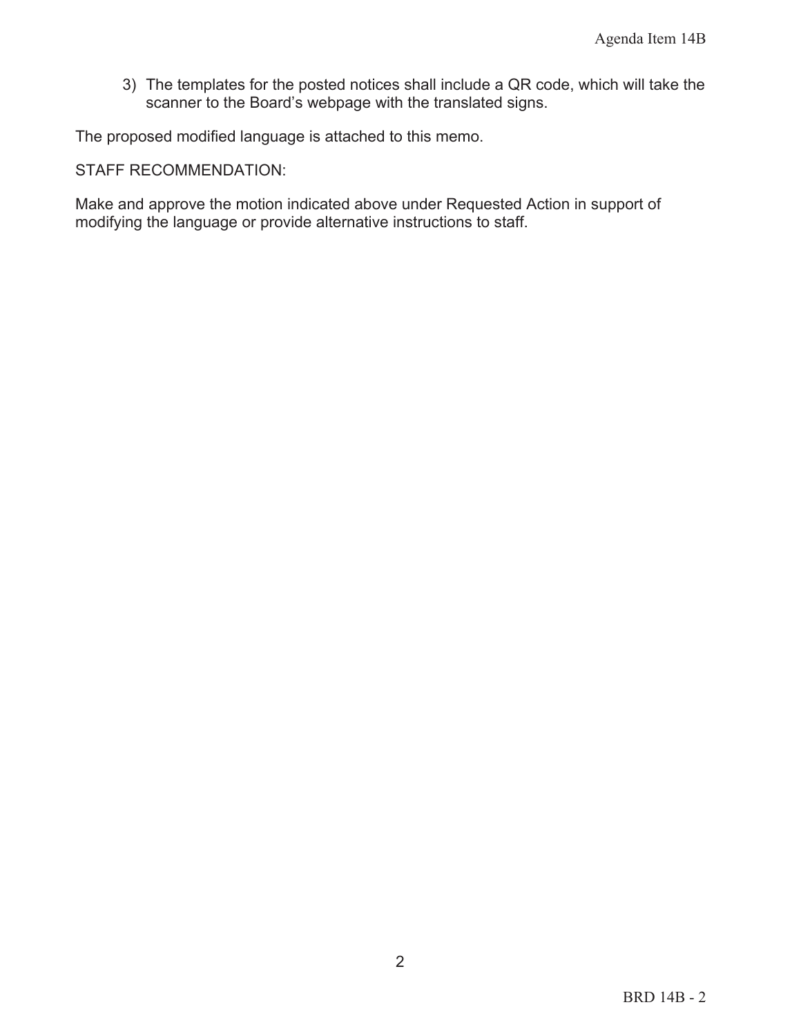3) The templates for the posted notices shall include a QR code, which will take the scanner to the Board's webpage with the translated signs.

The proposed modified language is attached to this memo.

STAFF RECOMMENDATION:

Make and approve the motion indicated above under Requested Action in support of modifying the language or provide alternative instructions to staff.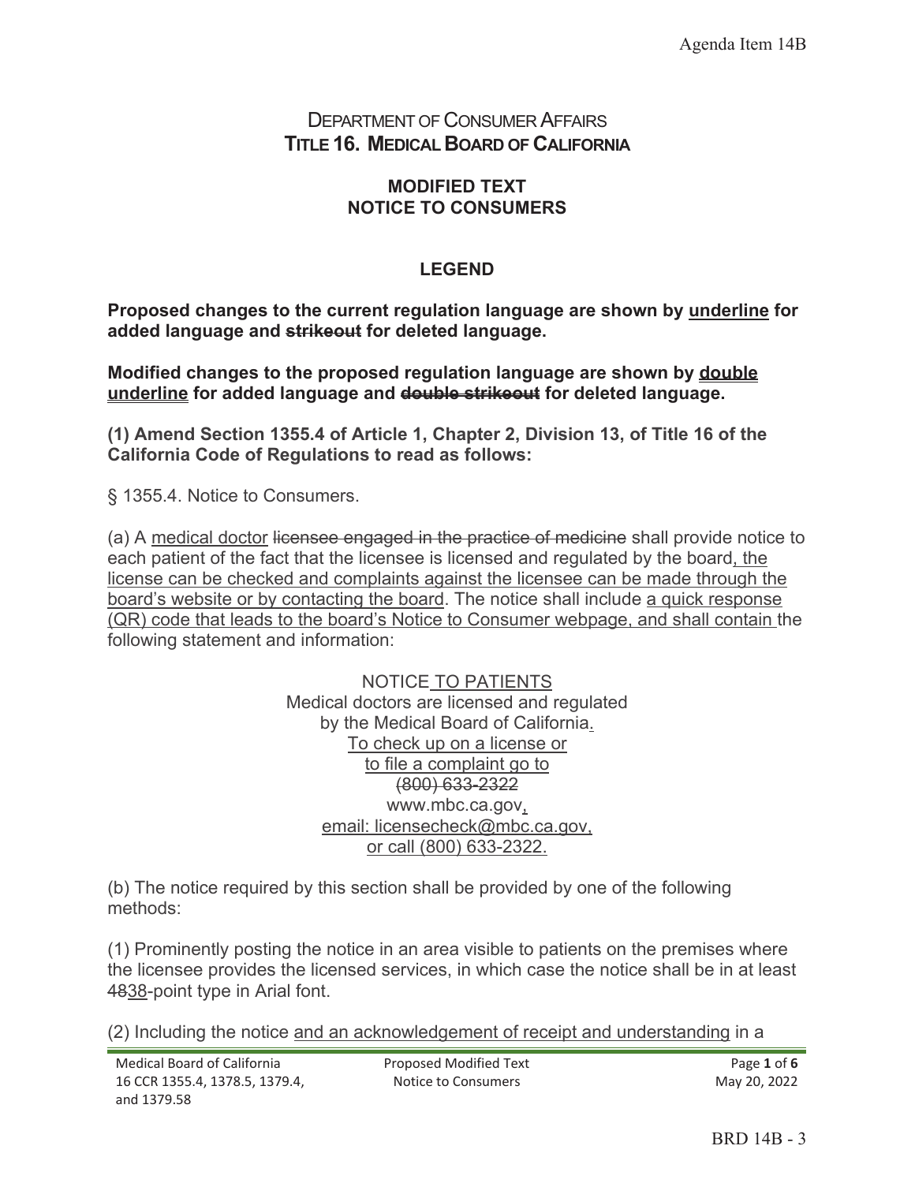## Department of Consumer Affairs
## Title 16. Medical Board of California

### MODIFIED TEXT
### NOTICE TO CONSUMERS

### LEGEND

**Proposed changes to the current regulation language are shown by <u>underline</u> for added language and ~~strikeout~~ for deleted language.**

**Modified changes to the proposed regulation language are shown by <u>double underline</u> for added language and ~~double strikeout~~ for deleted language.**

**(1) Amend Section 1355.4 of Article 1, Chapter 2, Division 13, of Title 16 of the California Code of Regulations to read as follows:**

§ 1355.4. Notice to Consumers.

(a) A <u>medical doctor</u> ~~licensee engaged in the practice of medicine~~ shall provide notice to each patient of the fact that the licensee is licensed and regulated by the board<u>, the license can be checked and complaints against the licensee can be made through the board's website or by contacting the board</u>. The notice shall include <u>a quick response (QR) code that leads to the board's Notice to Consumer webpage, and shall contain</u> the following statement and information:

NOTICE<u> TO PATIENTS</u>
Medical doctors are licensed and regulated
by the Medical Board of California<u>.</u>
<u>To check up on a license or</u>
<u>to file a complaint go to</u>
~~(800) 633-2322~~
www.mbc.ca.gov<u>,</u>
<u>email: licensecheck@mbc.ca.gov,</u>
<u>or call (800) 633-2322.</u>

(b) The notice required by this section shall be provided by one of the following methods:

(1) Prominently posting the notice in an area visible to patients on the premises where the licensee provides the licensed services, in which case the notice shall be in at least ~~48~~<u>38</u>-point type in Arial font.

(2) Including the notice <u>and an acknowledgement of receipt and understanding</u> in a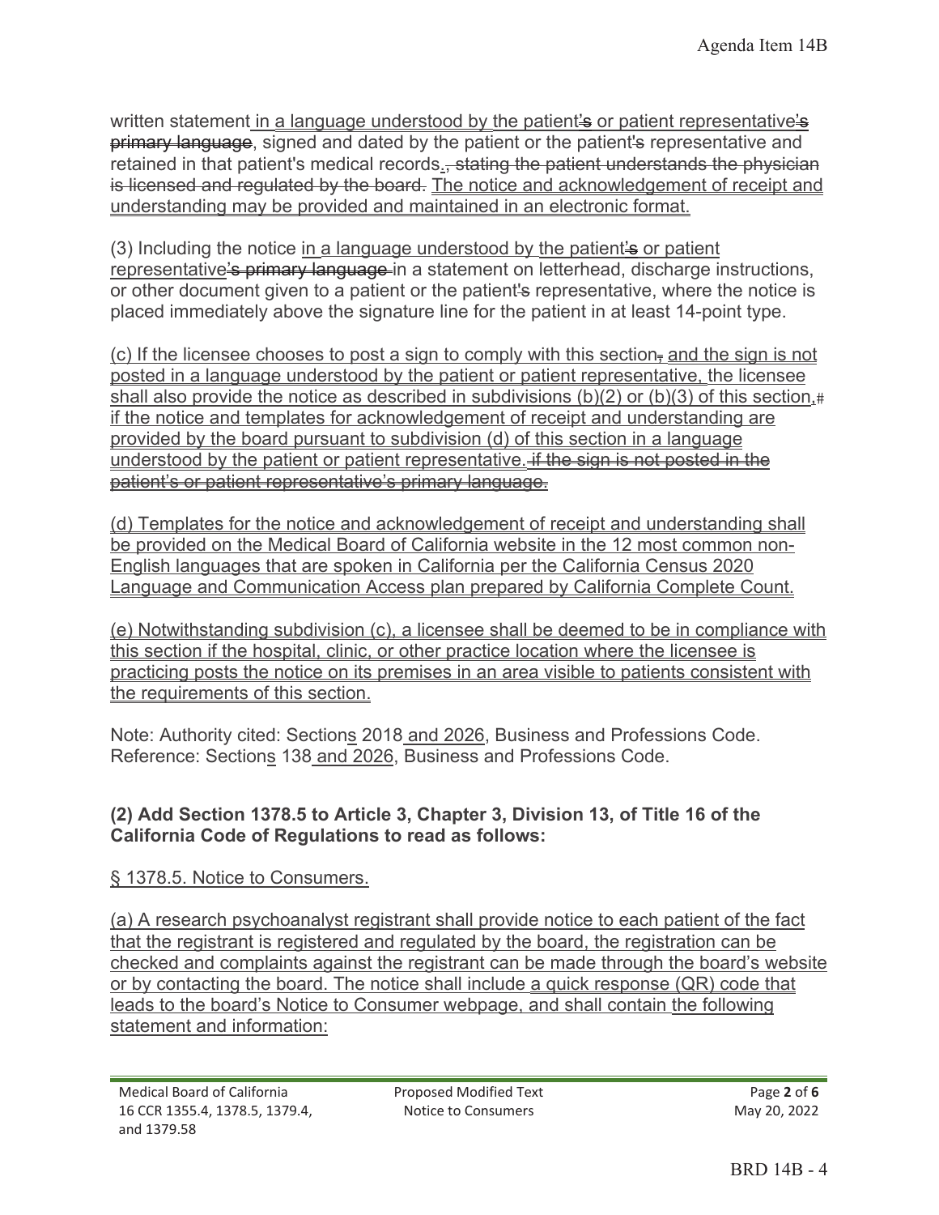written statement in a language understood by the patient's or patient representative's primary language, signed and dated by the patient or the patient's representative and retained in that patient's medical records., stating the patient understands the physician is licensed and regulated by the board. The notice and acknowledgement of receipt and understanding may be provided and maintained in an electronic format.

(3) Including the notice in a language understood by the patient's or patient representative's primary language in a statement on letterhead, discharge instructions, or other document given to a patient or the patient's representative, where the notice is placed immediately above the signature line for the patient in at least 14-point type.

(c) If the licensee chooses to post a sign to comply with this section, and the sign is not posted in a language understood by the patient or patient representative, the licensee shall also provide the notice as described in subdivisions (b)(2) or (b)(3) of this section, if if the notice and templates for acknowledgement of receipt and understanding are provided by the board pursuant to subdivision (d) of this section in a language understood by the patient or patient representative. if the sign is not posted in the patient's or patient representative's primary language.

(d) Templates for the notice and acknowledgement of receipt and understanding shall be provided on the Medical Board of California website in the 12 most common non-English languages that are spoken in California per the California Census 2020 Language and Communication Access plan prepared by California Complete Count.

(e) Notwithstanding subdivision (c), a licensee shall be deemed to be in compliance with this section if the hospital, clinic, or other practice location where the licensee is practicing posts the notice on its premises in an area visible to patients consistent with the requirements of this section.

Note: Authority cited: Sections 2018 and 2026, Business and Professions Code. Reference: Sections 138 and 2026, Business and Professions Code.

**(2) Add Section 1378.5 to Article 3, Chapter 3, Division 13, of Title 16 of the California Code of Regulations to read as follows:**

§ 1378.5. Notice to Consumers.

(a) A research psychoanalyst registrant shall provide notice to each patient of the fact that the registrant is registered and regulated by the board, the registration can be checked and complaints against the registrant can be made through the board's website or by contacting the board. The notice shall include a quick response (QR) code that leads to the board's Notice to Consumer webpage, and shall contain the following statement and information: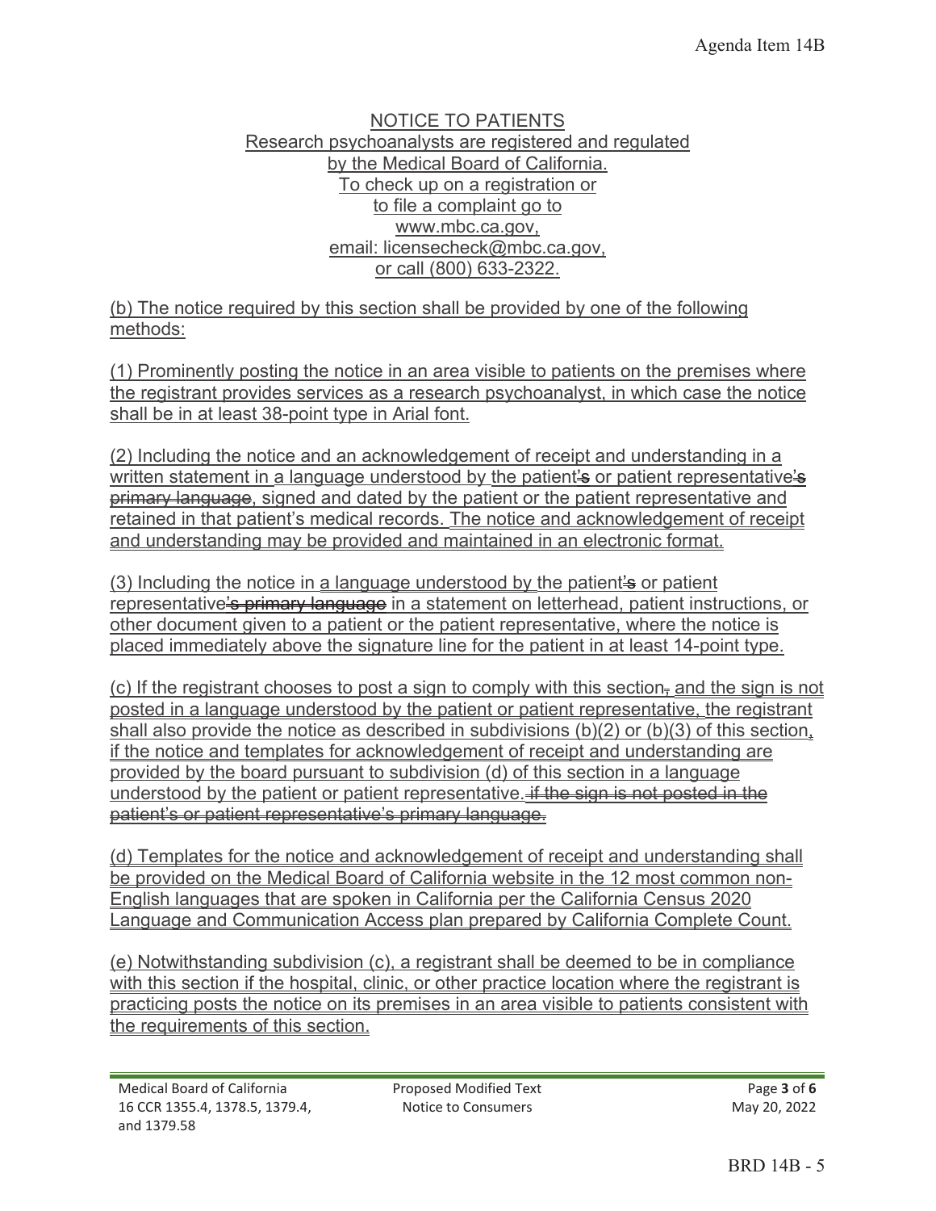NOTICE TO PATIENTS
Research psychoanalysts are registered and regulated
by the Medical Board of California.
To check up on a registration or
to file a complaint go to
www.mbc.ca.gov,
email: licensecheck@mbc.ca.gov,
or call (800) 633-2322.

(b) The notice required by this section shall be provided by one of the following methods:

(1) Prominently posting the notice in an area visible to patients on the premises where the registrant provides services as a research psychoanalyst, in which case the notice shall be in at least 38-point type in Arial font.

(2) Including the notice and an acknowledgement of receipt and understanding in a written statement in a language understood by the patient~~'s~~ or patient representative~~'s primary language~~, signed and dated by the patient or the patient representative and retained in that patient's medical records. The notice and acknowledgement of receipt and understanding may be provided and maintained in an electronic format.

(3) Including the notice in a language understood by the patient~~'s~~ or patient representative~~'s primary language~~ in a statement on letterhead, patient instructions, or other document given to a patient or the patient representative, where the notice is placed immediately above the signature line for the patient in at least 14-point type.

(c) If the registrant chooses to post a sign to comply with this section~~,~~ and the sign is not posted in a language understood by the patient or patient representative, the registrant shall also provide the notice as described in subdivisions (b)(2) or (b)(3) of this section~~,~~ if the notice and templates for acknowledgement of receipt and understanding are provided by the board pursuant to subdivision (d) of this section in a language understood by the patient or patient representative. ~~if the sign is not posted in the patient's or patient representative's primary language.~~

(d) Templates for the notice and acknowledgement of receipt and understanding shall be provided on the Medical Board of California website in the 12 most common non-English languages that are spoken in California per the California Census 2020 Language and Communication Access plan prepared by California Complete Count.

(e) Notwithstanding subdivision (c), a registrant shall be deemed to be in compliance with this section if the hospital, clinic, or other practice location where the registrant is practicing posts the notice on its premises in an area visible to patients consistent with the requirements of this section.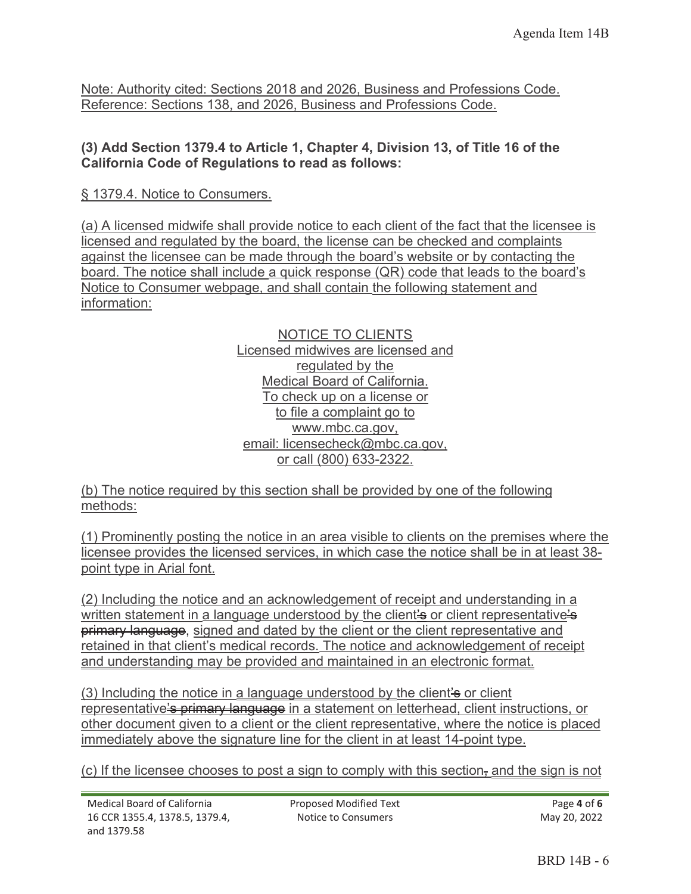Note: Authority cited: Sections 2018 and 2026, Business and Professions Code. Reference: Sections 138, and 2026, Business and Professions Code.

**(3) Add Section 1379.4 to Article 1, Chapter 4, Division 13, of Title 16 of the California Code of Regulations to read as follows:**

§ 1379.4. Notice to Consumers.

(a) A licensed midwife shall provide notice to each client of the fact that the licensee is licensed and regulated by the board, the license can be checked and complaints against the licensee can be made through the board's website or by contacting the board. The notice shall include a quick response (QR) code that leads to the board's Notice to Consumer webpage, and shall contain the following statement and information:

NOTICE TO CLIENTS
Licensed midwives are licensed and regulated by the Medical Board of California.
To check up on a license or to file a complaint go to www.mbc.ca.gov,
email: licensecheck@mbc.ca.gov,
or call (800) 633-2322.

(b) The notice required by this section shall be provided by one of the following methods:

(1) Prominently posting the notice in an area visible to clients on the premises where the licensee provides the licensed services, in which case the notice shall be in at least 38-point type in Arial font.

(2) Including the notice and an acknowledgement of receipt and understanding in a written statement in a language understood by the client~~'s~~ or client representative~~'s primary language~~, signed and dated by the client or the client representative and retained in that client's medical records. The notice and acknowledgement of receipt and understanding may be provided and maintained in an electronic format.

(3) Including the notice in a language understood by the client~~'s~~ or client representative~~'s primary language~~ in a statement on letterhead, client instructions, or other document given to a client or the client representative, where the notice is placed immediately above the signature line for the client in at least 14-point type.

(c) If the licensee chooses to post a sign to comply with this section~~,~~ and the sign is not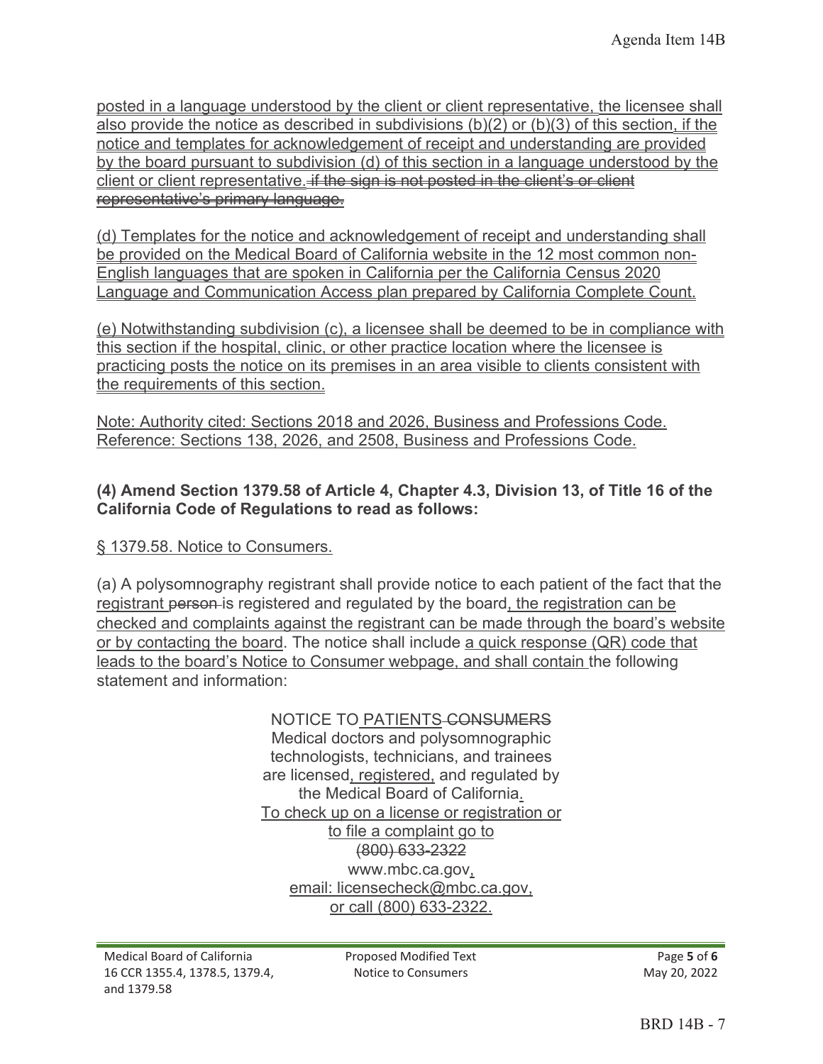posted in a language understood by the client or client representative, the licensee shall also provide the notice as described in subdivisions (b)(2) or (b)(3) of this section, if the notice and templates for acknowledgement of receipt and understanding are provided by the board pursuant to subdivision (d) of this section in a language understood by the client or client representative. ~~if the sign is not posted in the client's or client representative's primary language.~~

(d) Templates for the notice and acknowledgement of receipt and understanding shall be provided on the Medical Board of California website in the 12 most common non-English languages that are spoken in California per the California Census 2020 Language and Communication Access plan prepared by California Complete Count.

(e) Notwithstanding subdivision (c), a licensee shall be deemed to be in compliance with this section if the hospital, clinic, or other practice location where the licensee is practicing posts the notice on its premises in an area visible to clients consistent with the requirements of this section.

Note: Authority cited: Sections 2018 and 2026, Business and Professions Code. Reference: Sections 138, 2026, and 2508, Business and Professions Code.

**(4) Amend Section 1379.58 of Article 4, Chapter 4.3, Division 13, of Title 16 of the California Code of Regulations to read as follows:**

§ 1379.58. Notice to Consumers.

(a) A polysomnography registrant shall provide notice to each patient of the fact that the registrant ~~person~~ is registered and regulated by the board, the registration can be checked and complaints against the registrant can be made through the board's website or by contacting the board. The notice shall include a quick response (QR) code that leads to the board's Notice to Consumer webpage, and shall contain the following statement and information:

NOTICE TO PATIENTS ~~CONSUMERS~~
Medical doctors and polysomnographic technologists, technicians, and trainees are licensed, registered, and regulated by the Medical Board of California.
To check up on a license or registration or to file a complaint go to
~~(800) 633-2322~~
www.mbc.ca.gov,
email: licensecheck@mbc.ca.gov,
or call (800) 633-2322.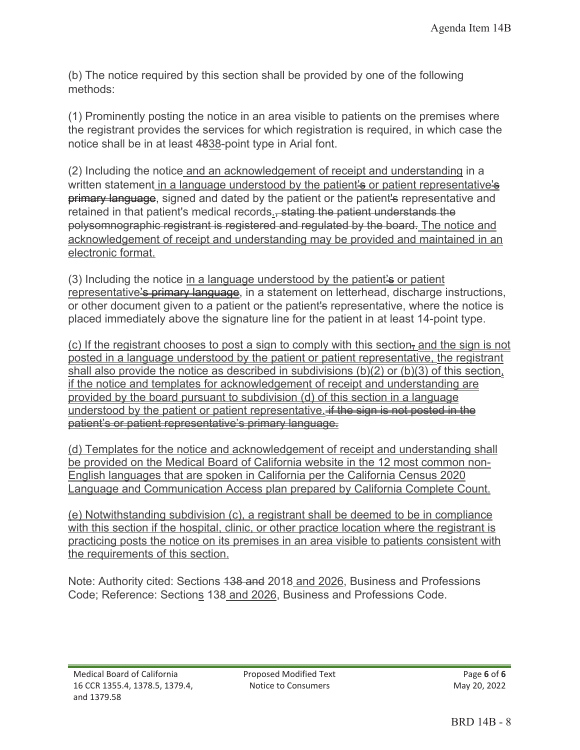(b) The notice required by this section shall be provided by one of the following methods:

(1) Prominently posting the notice in an area visible to patients on the premises where the registrant provides the services for which registration is required, in which case the notice shall be in at least ~~48~~38-point type in Arial font.

(2) Including the notice and an acknowledgement of receipt and understanding in a written statement in a language understood by the patient~~'s~~ or patient representative~~'s primary language~~, signed and dated by the patient or the patient~~'s~~ representative and retained in that patient's medical records.~~, stating the patient understands the polysomnographic registrant is registered and regulated by the board.~~ The notice and acknowledgement of receipt and understanding may be provided and maintained in an electronic format.

(3) Including the notice in a language understood by the patient~~'s~~ or patient representative~~'s primary language~~, in a statement on letterhead, discharge instructions, or other document given to a patient or the patient~~'s~~ representative, where the notice is placed immediately above the signature line for the patient in at least 14-point type.

(c) If the registrant chooses to post a sign to comply with this section~~,~~ and the sign is not posted in a language understood by the patient or patient representative, the registrant shall also provide the notice as described in subdivisions (b)(2) or (b)(3) of this section, if the notice and templates for acknowledgement of receipt and understanding are provided by the board pursuant to subdivision (d) of this section in a language understood by the patient or patient representative.~~if the sign is not posted in the patient's or patient representative's primary language.~~

(d) Templates for the notice and acknowledgement of receipt and understanding shall be provided on the Medical Board of California website in the 12 most common non-English languages that are spoken in California per the California Census 2020 Language and Communication Access plan prepared by California Complete Count.

(e) Notwithstanding subdivision (c), a registrant shall be deemed to be in compliance with this section if the hospital, clinic, or other practice location where the registrant is practicing posts the notice on its premises in an area visible to patients consistent with the requirements of this section.

Note: Authority cited: Sections ~~138 and~~ 2018 and 2026, Business and Professions Code; Reference: Sections 138 and 2026, Business and Professions Code.